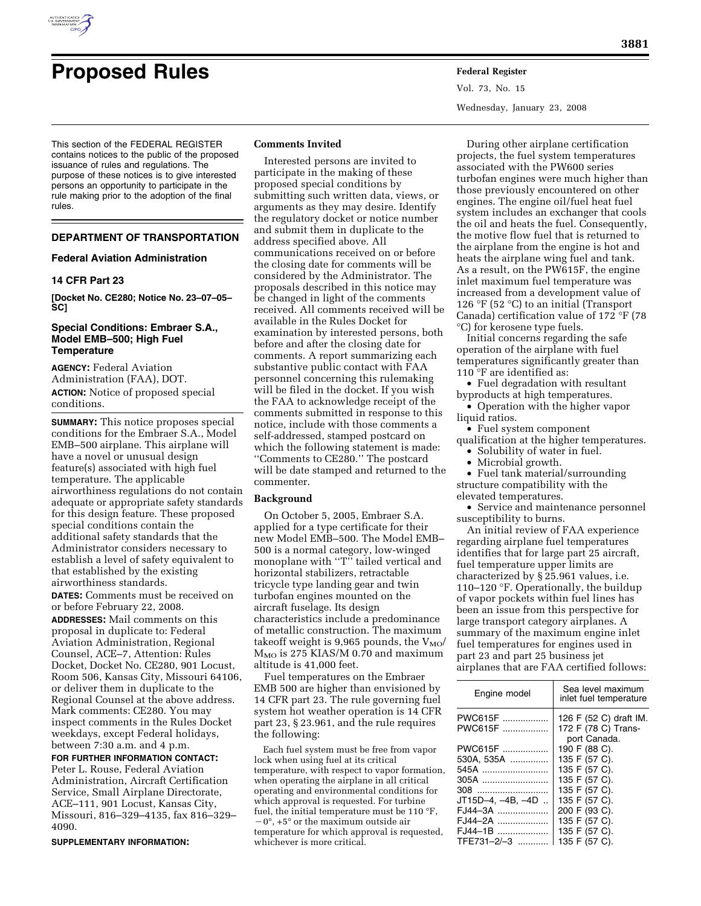# Proposed Rules

This section of the FEDERAL REGISTER contains notices to the public of the proposed issuance of rules and regulations. The purpose of these notices is to give interested persons an opportunity to participate in the rule making prior to the adoption of the final rules.

## DEPARTMENT OF TRANSPORTATION

### Federal Aviation Administration

### 14 CFR Part 23

**[Docket No. CE280; Notice No. 23–07–05–SC]**

### Special Conditions: Embraer S.A., Model EMB–500; High Fuel Temperature

**AGENCY:** Federal Aviation Administration (FAA), DOT.

**ACTION:** Notice of proposed special conditions.

**SUMMARY:** This notice proposes special conditions for the Embraer S.A., Model EMB–500 airplane. This airplane will have a novel or unusual design feature(s) associated with high fuel temperature. The applicable airworthiness regulations do not contain adequate or appropriate safety standards for this design feature. These proposed special conditions contain the additional safety standards that the Administrator considers necessary to establish a level of safety equivalent to that established by the existing airworthiness standards.

**DATES:** Comments must be received on or before February 22, 2008.

**ADDRESSES:** Mail comments on this proposal in duplicate to: Federal Aviation Administration, Regional Counsel, ACE–7, Attention: Rules Docket, Docket No. CE280, 901 Locust, Room 506, Kansas City, Missouri 64106, or deliver them in duplicate to the Regional Counsel at the above address. Mark comments: CE280. You may inspect comments in the Rules Docket weekdays, except Federal holidays, between 7:30 a.m. and 4 p.m.

**FOR FURTHER INFORMATION CONTACT:** Peter L. Rouse, Federal Aviation Administration, Aircraft Certification Service, Small Airplane Directorate, ACE–111, 901 Locust, Kansas City, Missouri, 816–329–4135, fax 816–329–4090.

**SUPPLEMENTARY INFORMATION:**

**Comments Invited**

Interested persons are invited to participate in the making of these proposed special conditions by submitting such written data, views, or arguments as they may desire. Identify the regulatory docket or notice number and submit them in duplicate to the address specified above. All communications received on or before the closing date for comments will be considered by the Administrator. The proposals described in this notice may be changed in light of the comments received. All comments received will be available in the Rules Docket for examination by interested persons, both before and after the closing date for comments. A report summarizing each substantive public contact with FAA personnel concerning this rulemaking will be filed in the docket. If you wish the FAA to acknowledge receipt of the comments submitted in response to this notice, include with those comments a self-addressed, stamped postcard on which the following statement is made: ''Comments to CE280.'' The postcard will be date stamped and returned to the commenter.

**Background**

On October 5, 2005, Embraer S.A. applied for a type certificate for their new Model EMB–500. The Model EMB–500 is a normal category, low-winged monoplane with ''T'' tailed vertical and horizontal stabilizers, retractable tricycle type landing gear and twin turbofan engines mounted on the aircraft fuselage. Its design characteristics include a predominance of metallic construction. The maximum takeoff weight is 9,965 pounds, the $V_{MO}$/$M_{MO}$ is 275 KIAS/M 0.70 and maximum altitude is 41,000 feet.

Fuel temperatures on the Embraer EMB 500 are higher than envisioned by 14 CFR part 23. The rule governing fuel system hot weather operation is 14 CFR part 23, § 23.961, and the rule requires the following:

> Each fuel system must be free from vapor lock when using fuel at its critical temperature, with respect to vapor formation, when operating the airplane in all critical operating and environmental conditions for which approval is requested. For turbine fuel, the initial temperature must be 110 °F, −0°, +5° or the maximum outside air temperature for which approval is requested, whichever is more critical.

During other airplane certification projects, the fuel system temperatures associated with the PW600 series turbofan engines were much higher than those previously encountered on other engines. The engine oil/fuel heat fuel system includes an exchanger that cools the oil and heats the fuel. Consequently, the motive flow fuel that is returned to the airplane from the engine is hot and heats the airplane wing fuel and tank. As a result, on the PW615F, the engine inlet maximum fuel temperature was increased from a development value of 126 °F (52 °C) to an initial (Transport Canada) certification value of 172 °F (78 °C) for kerosene type fuels.

Initial concerns regarding the safe operation of the airplane with fuel temperatures significantly greater than 110 °F are identified as:

- Fuel degradation with resultant byproducts at high temperatures.
- Operation with the higher vapor liquid ratios.
- Fuel system component qualification at the higher temperatures.
- Solubility of water in fuel.
- Microbial growth.
- Fuel tank material/surrounding structure compatibility with the elevated temperatures.
- Service and maintenance personnel susceptibility to burns.

An initial review of FAA experience regarding airplane fuel temperatures identifies that for large part 25 aircraft, fuel temperature upper limits are characterized by § 25.961 values, i.e. 110–120 °F. Operationally, the buildup of vapor pockets within fuel lines has been an issue from this perspective for large transport category airplanes. A summary of the maximum engine inlet fuel temperatures for engines used in part 23 and part 25 business jet airplanes that are FAA certified follows:

| Engine model | Sea level maximum inlet fuel temperature |
|---|---|
| PWC615F | 126 F (52 C) draft IM. |
| PWC615F | 172 F (78 C) Transport Canada. |
| PWC615F | 190 F (88 C). |
| 530A, 535A | 135 F (57 C). |
| 545A | 135 F (57 C). |
| 305A | 135 F (57 C). |
| 308 | 135 F (57 C). |
| JT15D–4, –4B, –4D | 135 F (57 C). |
| FJ44–3A | 200 F (93 C). |
| FJ44–2A | 135 F (57 C). |
| FJ44–1B | 135 F (57 C). |
| TFE731–2/–3 | 135 F (57 C). |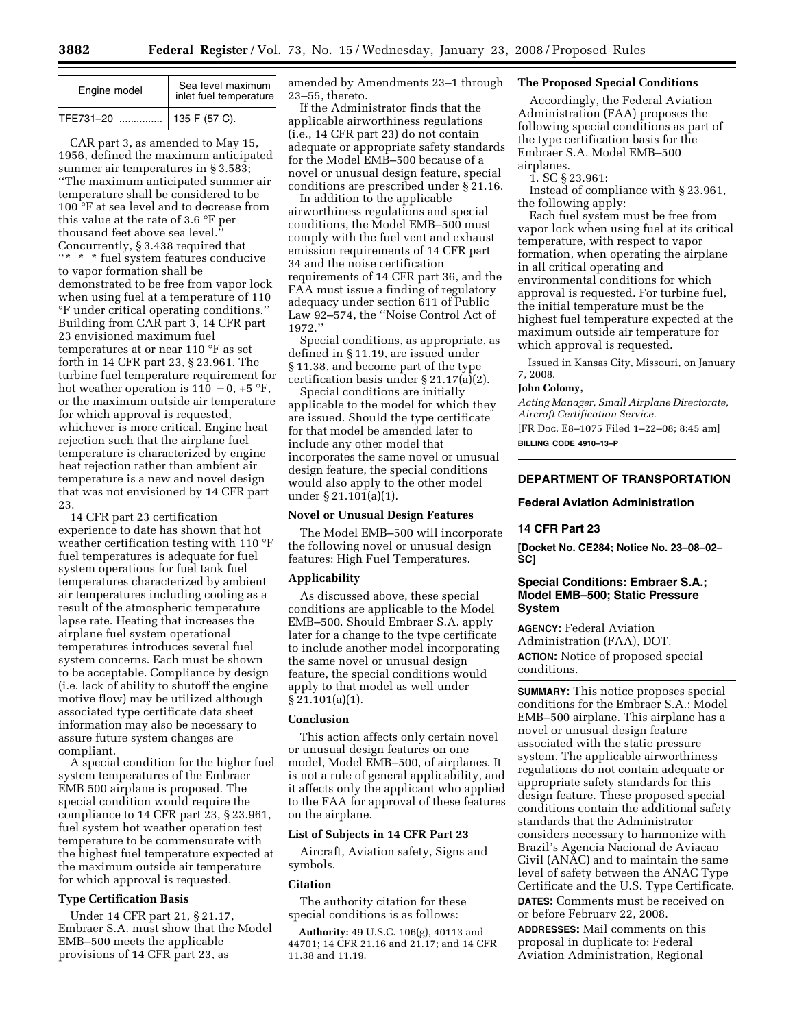| Engine model | Sea level maximum inlet fuel temperature |
|---|---|
| TFE731–20 ............... | 135 F (57 C). |

CAR part 3, as amended to May 15, 1956, defined the maximum anticipated summer air temperatures in § 3.583; ''The maximum anticipated summer air temperature shall be considered to be 100 °F at sea level and to decrease from this value at the rate of 3.6 °F per thousand feet above sea level.'' Concurrently, § 3.438 required that ''* * * fuel system features conducive to vapor formation shall be demonstrated to be free from vapor lock when using fuel at a temperature of 110 °F under critical operating conditions.'' Building from CAR part 3, 14 CFR part 23 envisioned maximum fuel temperatures at or near 110 °F as set forth in 14 CFR part 23, § 23.961. The turbine fuel temperature requirement for hot weather operation is 110 −0, +5 °F, or the maximum outside air temperature for which approval is requested, whichever is more critical. Engine heat rejection such that the airplane fuel temperature is characterized by engine heat rejection rather than ambient air temperature is a new and novel design that was not envisioned by 14 CFR part 23.

14 CFR part 23 certification experience to date has shown that hot weather certification testing with 110 °F fuel temperatures is adequate for fuel system operations for fuel tank fuel temperatures characterized by ambient air temperatures including cooling as a result of the atmospheric temperature lapse rate. Heating that increases the airplane fuel system operational temperatures introduces several fuel system concerns. Each must be shown to be acceptable. Compliance by design (i.e. lack of ability to shutoff the engine motive flow) may be utilized although associated type certificate data sheet information may also be necessary to assure future system changes are compliant.

A special condition for the higher fuel system temperatures of the Embraer EMB 500 airplane is proposed. The special condition would require the compliance to 14 CFR part 23, § 23.961, fuel system hot weather operation test temperature to be commensurate with the highest fuel temperature expected at the maximum outside air temperature for which approval is requested.

### Type Certification Basis

Under 14 CFR part 21, § 21.17, Embraer S.A. must show that the Model EMB–500 meets the applicable provisions of 14 CFR part 23, as amended by Amendments 23–1 through 23–55, thereto.

If the Administrator finds that the applicable airworthiness regulations (i.e., 14 CFR part 23) do not contain adequate or appropriate safety standards for the Model EMB–500 because of a novel or unusual design feature, special conditions are prescribed under § 21.16.

In addition to the applicable airworthiness regulations and special conditions, the Model EMB–500 must comply with the fuel vent and exhaust emission requirements of 14 CFR part 34 and the noise certification requirements of 14 CFR part 36, and the FAA must issue a finding of regulatory adequacy under section 611 of Public Law 92–574, the ''Noise Control Act of 1972.''

Special conditions, as appropriate, as defined in § 11.19, are issued under § 11.38, and become part of the type certification basis under § 21.17(a)(2).

Special conditions are initially applicable to the model for which they are issued. Should the type certificate for that model be amended later to include any other model that incorporates the same novel or unusual design feature, the special conditions would also apply to the other model under § 21.101(a)(1).

### Novel or Unusual Design Features

The Model EMB–500 will incorporate the following novel or unusual design features: High Fuel Temperatures.

### Applicability

As discussed above, these special conditions are applicable to the Model EMB–500. Should Embraer S.A. apply later for a change to the type certificate to include another model incorporating the same novel or unusual design feature, the special conditions would apply to that model as well under § 21.101(a)(1).

### Conclusion

This action affects only certain novel or unusual design features on one model, Model EMB–500, of airplanes. It is not a rule of general applicability, and it affects only the applicant who applied to the FAA for approval of these features on the airplane.

### List of Subjects in 14 CFR Part 23

Aircraft, Aviation safety, Signs and symbols.

### Citation

The authority citation for these special conditions is as follows:

**Authority:** 49 U.S.C. 106(g), 40113 and 44701; 14 CFR 21.16 and 21.17; and 14 CFR 11.38 and 11.19.

### The Proposed Special Conditions

Accordingly, the Federal Aviation Administration (FAA) proposes the following special conditions as part of the type certification basis for the Embraer S.A. Model EMB–500 airplanes.

1. SC § 23.961:

Instead of compliance with § 23.961, the following apply:

Each fuel system must be free from vapor lock when using fuel at its critical temperature, with respect to vapor formation, when operating the airplane in all critical operating and environmental conditions for which approval is requested. For turbine fuel, the initial temperature must be the highest fuel temperature expected at the maximum outside air temperature for which approval is requested.

Issued in Kansas City, Missouri, on January 7, 2008.

**John Colomy,**

*Acting Manager, Small Airplane Directorate, Aircraft Certification Service.*

[FR Doc. E8–1075 Filed 1–22–08; 8:45 am]

**BILLING CODE 4910–13–P**

---

## DEPARTMENT OF TRANSPORTATION

### Federal Aviation Administration

### 14 CFR Part 23

**[Docket No. CE284; Notice No. 23–08–02–SC]**

## Special Conditions: Embraer S.A.; Model EMB–500; Static Pressure System

**AGENCY:** Federal Aviation Administration (FAA), DOT.

**ACTION:** Notice of proposed special conditions.

**SUMMARY:** This notice proposes special conditions for the Embraer S.A.; Model EMB–500 airplane. This airplane has a novel or unusual design feature associated with the static pressure system. The applicable airworthiness regulations do not contain adequate or appropriate safety standards for this design feature. These proposed special conditions contain the additional safety standards that the Administrator considers necessary to harmonize with Brazil's Agencia Nacional de Aviacao Civil (ANAC) and to maintain the same level of safety between the ANAC Type Certificate and the U.S. Type Certificate.

**DATES:** Comments must be received on or before February 22, 2008.

**ADDRESSES:** Mail comments on this proposal in duplicate to: Federal Aviation Administration, Regional